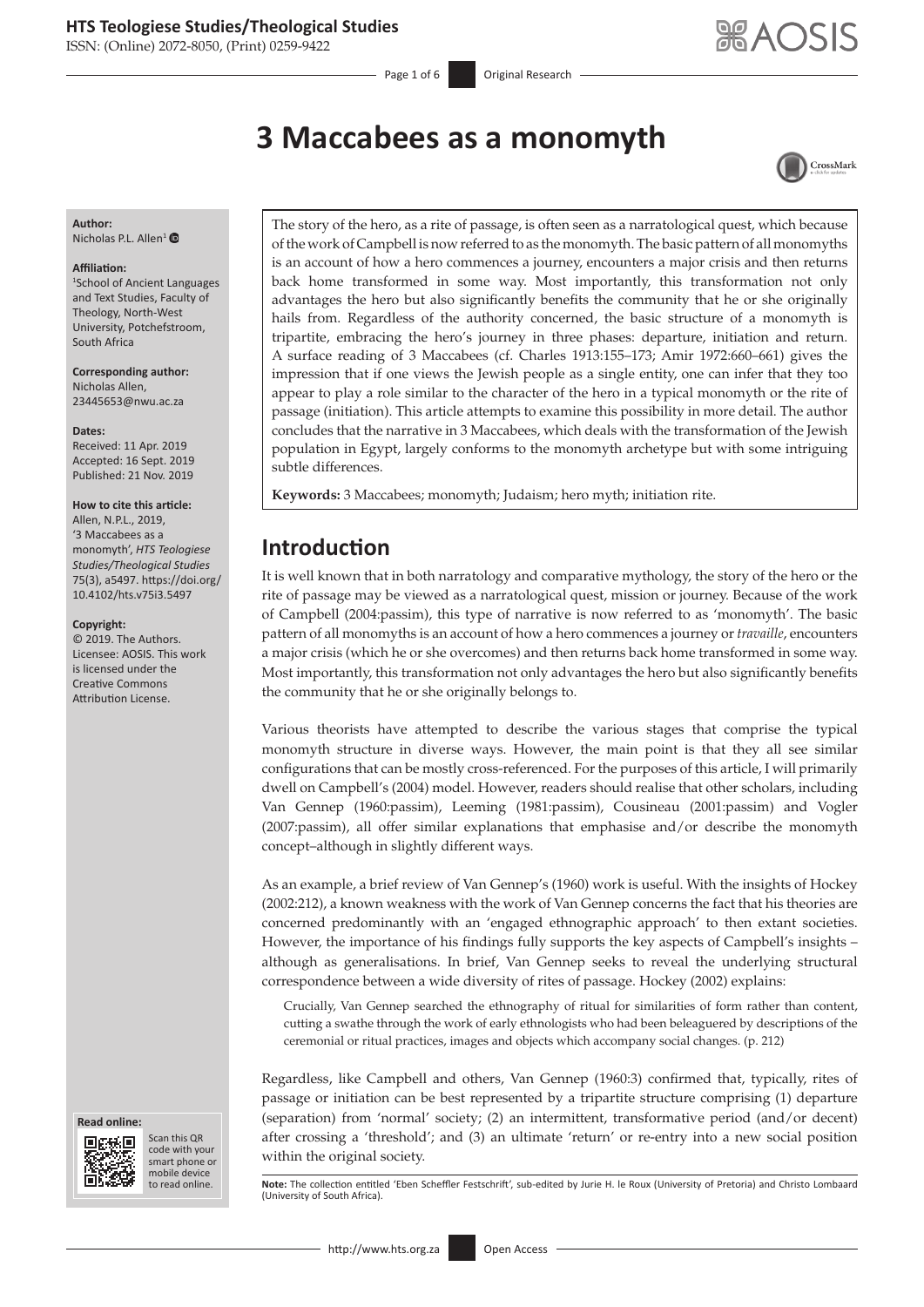# 3 Maccabees as a monomyth

**Author:**
Nicholas P.L. Allen[1]

**Affiliation:**
[1]School of Ancient Languages and Text Studies, Faculty of Theology, North-West University, Potchefstroom, South Africa

**Corresponding author:**
Nicholas Allen,
23445653@nwu.ac.za

**Dates:**
Received: 11 Apr. 2019
Accepted: 16 Sept. 2019
Published: 21 Nov. 2019

**How to cite this article:**
Allen, N.P.L., 2019, '3 Maccabees as a monomyth', *HTS Teologiese Studies/Theological Studies* 75(3), a5497. https://doi.org/10.4102/hts.v75i3.5497

**Copyright:**
© 2019. The Authors. Licensee: AOSIS. This work is licensed under the Creative Commons Attribution License.

The story of the hero, as a rite of passage, is often seen as a narratological quest, which because of the work of Campbell is now referred to as the monomyth. The basic pattern of all monomyths is an account of how a hero commences a journey, encounters a major crisis and then returns back home transformed in some way. Most importantly, this transformation not only advantages the hero but also significantly benefits the community that he or she originally hails from. Regardless of the authority concerned, the basic structure of a monomyth is tripartite, embracing the hero's journey in three phases: departure, initiation and return. A surface reading of 3 Maccabees (cf. Charles 1913:155–173; Amir 1972:660–661) gives the impression that if one views the Jewish people as a single entity, one can infer that they too appear to play a role similar to the character of the hero in a typical monomyth or the rite of passage (initiation). This article attempts to examine this possibility in more detail. The author concludes that the narrative in 3 Maccabees, which deals with the transformation of the Jewish population in Egypt, largely conforms to the monomyth archetype but with some intriguing subtle differences.

**Keywords:** 3 Maccabees; monomyth; Judaism; hero myth; initiation rite.

## Introduction

It is well known that in both narratology and comparative mythology, the story of the hero or the rite of passage may be viewed as a narratological quest, mission or journey. Because of the work of Campbell (2004:passim), this type of narrative is now referred to as 'monomyth'. The basic pattern of all monomyths is an account of how a hero commences a journey or *travaille*, encounters a major crisis (which he or she overcomes) and then returns back home transformed in some way. Most importantly, this transformation not only advantages the hero but also significantly benefits the community that he or she originally belongs to.

Various theorists have attempted to describe the various stages that comprise the typical monomyth structure in diverse ways. However, the main point is that they all see similar configurations that can be mostly cross-referenced. For the purposes of this article, I will primarily dwell on Campbell's (2004) model. However, readers should realise that other scholars, including Van Gennep (1960:passim), Leeming (1981:passim), Cousineau (2001:passim) and Vogler (2007:passim), all offer similar explanations that emphasise and/or describe the monomyth concept–although in slightly different ways.

As an example, a brief review of Van Gennep's (1960) work is useful. With the insights of Hockey (2002:212), a known weakness with the work of Van Gennep concerns the fact that his theories are concerned predominantly with an 'engaged ethnographic approach' to then extant societies. However, the importance of his findings fully supports the key aspects of Campbell's insights – although as generalisations. In brief, Van Gennep seeks to reveal the underlying structural correspondence between a wide diversity of rites of passage. Hockey (2002) explains:

> Crucially, Van Gennep searched the ethnography of ritual for similarities of form rather than content, cutting a swathe through the work of early ethnologists who had been beleaguered by descriptions of the ceremonial or ritual practices, images and objects which accompany social changes. (p. 212)

Regardless, like Campbell and others, Van Gennep (1960:3) confirmed that, typically, rites of passage or initiation can be best represented by a tripartite structure comprising (1) departure (separation) from 'normal' society; (2) an intermittent, transformative period (and/or decent) after crossing a 'threshold'; and (3) an ultimate 'return' or re-entry into a new social position within the original society.

**Note:** The collection entitled 'Eben Scheffler Festschrift', sub-edited by Jurie H. le Roux (University of Pretoria) and Christo Lombaard (University of South Africa).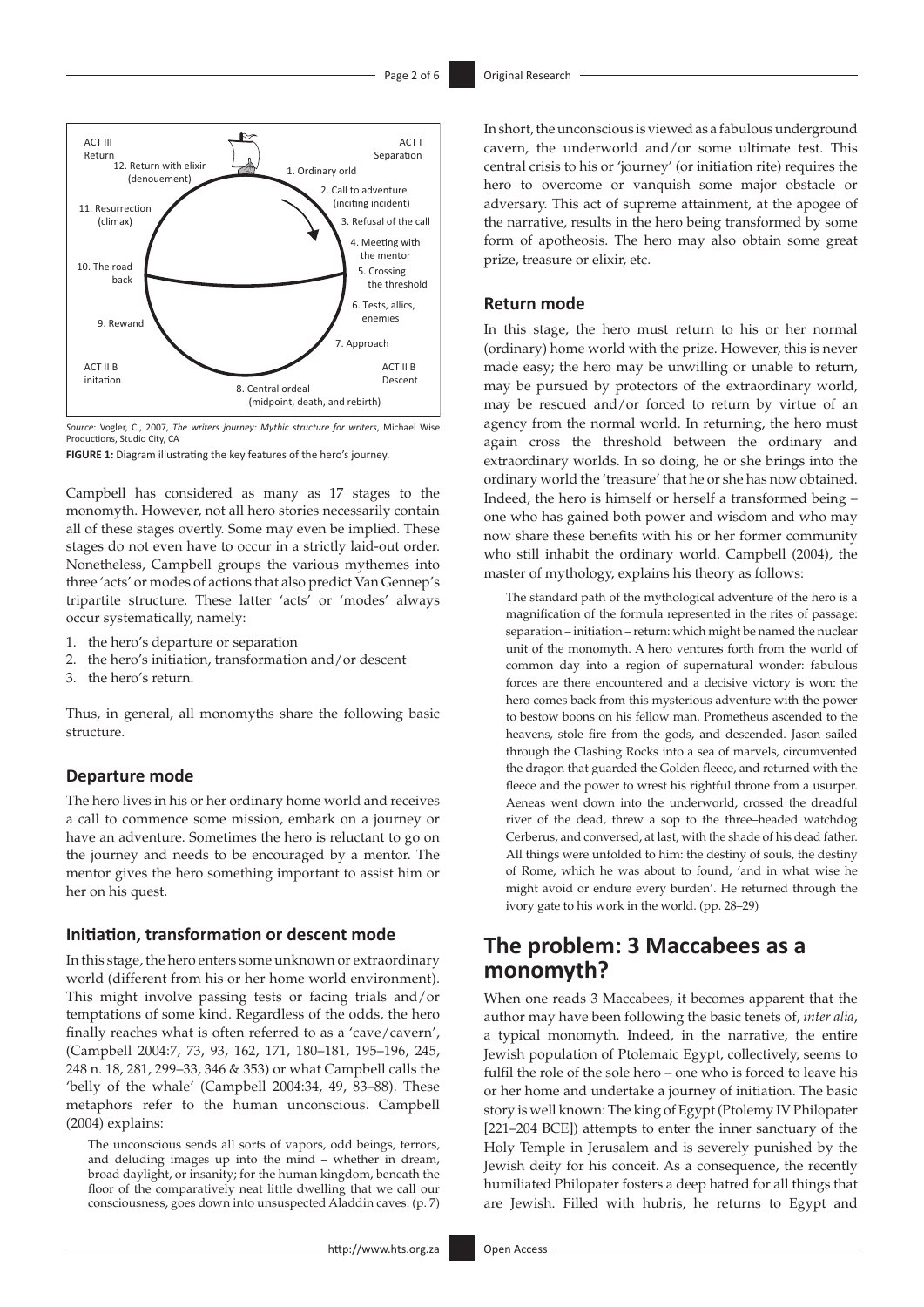ACT III
Return

12. Return with elixir (denouement)

ACT I
Separation

1. Ordinary orld

2. Call to adventure (inciting incident)

3. Refusal of the call

4. Meeting with the mentor

5. Crossing the threshold

6. Tests, allics, enemies

7. Approach

11. Resurrection (climax)

10. The road back

9. Reward

ACT II B
initation

ACT II B
Descent

8. Central ordeal (midpoint, death, and rebirth)

*Source*: Vogler, C., 2007, *The writers journey: Mythic structure for writers*, Michael Wise Productions, Studio City, CA

**FIGURE 1:** Diagram illustrating the key features of the hero's journey.

Campbell has considered as many as 17 stages to the monomyth. However, not all hero stories necessarily contain all of these stages overtly. Some may even be implied. These stages do not even have to occur in a strictly laid-out order. Nonetheless, Campbell groups the various mythemes into three 'acts' or modes of actions that also predict Van Gennep's tripartite structure. These latter 'acts' or 'modes' always occur systematically, namely:

1. the hero's departure or separation
2. the hero's initiation, transformation and/or descent
3. the hero's return.

Thus, in general, all monomyths share the following basic structure.

### Departure mode

The hero lives in his or her ordinary home world and receives a call to commence some mission, embark on a journey or have an adventure. Sometimes the hero is reluctant to go on the journey and needs to be encouraged by a mentor. The mentor gives the hero something important to assist him or her on his quest.

### Initiation, transformation or descent mode

In this stage, the hero enters some unknown or extraordinary world (different from his or her home world environment). This might involve passing tests or facing trials and/or temptations of some kind. Regardless of the odds, the hero finally reaches what is often referred to as a 'cave/cavern', (Campbell 2004:7, 73, 93, 162, 171, 180–181, 195–196, 245, 248 n. 18, 281, 299–33, 346 & 353) or what Campbell calls the 'belly of the whale' (Campbell 2004:34, 49, 83–88). These metaphors refer to the human unconscious. Campbell (2004) explains:

> The unconscious sends all sorts of vapors, odd beings, terrors, and deluding images up into the mind – whether in dream, broad daylight, or insanity; for the human kingdom, beneath the floor of the comparatively neat little dwelling that we call our consciousness, goes down into unsuspected Aladdin caves. (p. 7)

In short, the unconscious is viewed as a fabulous underground cavern, the underworld and/or some ultimate test. This central crisis to his or 'journey' (or initiation rite) requires the hero to overcome or vanquish some major obstacle or adversary. This act of supreme attainment, at the apogee of the narrative, results in the hero being transformed by some form of apotheosis. The hero may also obtain some great prize, treasure or elixir, etc.

### Return mode

In this stage, the hero must return to his or her normal (ordinary) home world with the prize. However, this is never made easy; the hero may be unwilling or unable to return, may be pursued by protectors of the extraordinary world, may be rescued and/or forced to return by virtue of an agency from the normal world. In returning, the hero must again cross the threshold between the ordinary and extraordinary worlds. In so doing, he or she brings into the ordinary world the 'treasure' that he or she has now obtained. Indeed, the hero is himself or herself a transformed being – one who has gained both power and wisdom and who may now share these benefits with his or her former community who still inhabit the ordinary world. Campbell (2004), the master of mythology, explains his theory as follows:

> The standard path of the mythological adventure of the hero is a magnification of the formula represented in the rites of passage: separation – initiation – return: which might be named the nuclear unit of the monomyth. A hero ventures forth from the world of common day into a region of supernatural wonder: fabulous forces are there encountered and a decisive victory is won: the hero comes back from this mysterious adventure with the power to bestow boons on his fellow man. Prometheus ascended to the heavens, stole fire from the gods, and descended. Jason sailed through the Clashing Rocks into a sea of marvels, circumvented the dragon that guarded the Golden fleece, and returned with the fleece and the power to wrest his rightful throne from a usurper. Aeneas went down into the underworld, crossed the dreadful river of the dead, threw a sop to the three–headed watchdog Cerberus, and conversed, at last, with the shade of his dead father. All things were unfolded to him: the destiny of souls, the destiny of Rome, which he was about to found, 'and in what wise he might avoid or endure every burden'. He returned through the ivory gate to his work in the world. (pp. 28–29)

## The problem: 3 Maccabees as a monomyth?

When one reads 3 Maccabees, it becomes apparent that the author may have been following the basic tenets of, *inter alia*, a typical monomyth. Indeed, in the narrative, the entire Jewish population of Ptolemaic Egypt, collectively, seems to fulfil the role of the sole hero – one who is forced to leave his or her home and undertake a journey of initiation. The basic story is well known: The king of Egypt (Ptolemy IV Philopater [221–204 BCE]) attempts to enter the inner sanctuary of the Holy Temple in Jerusalem and is severely punished by the Jewish deity for his conceit. As a consequence, the recently humiliated Philopater fosters a deep hatred for all things that are Jewish. Filled with hubris, he returns to Egypt and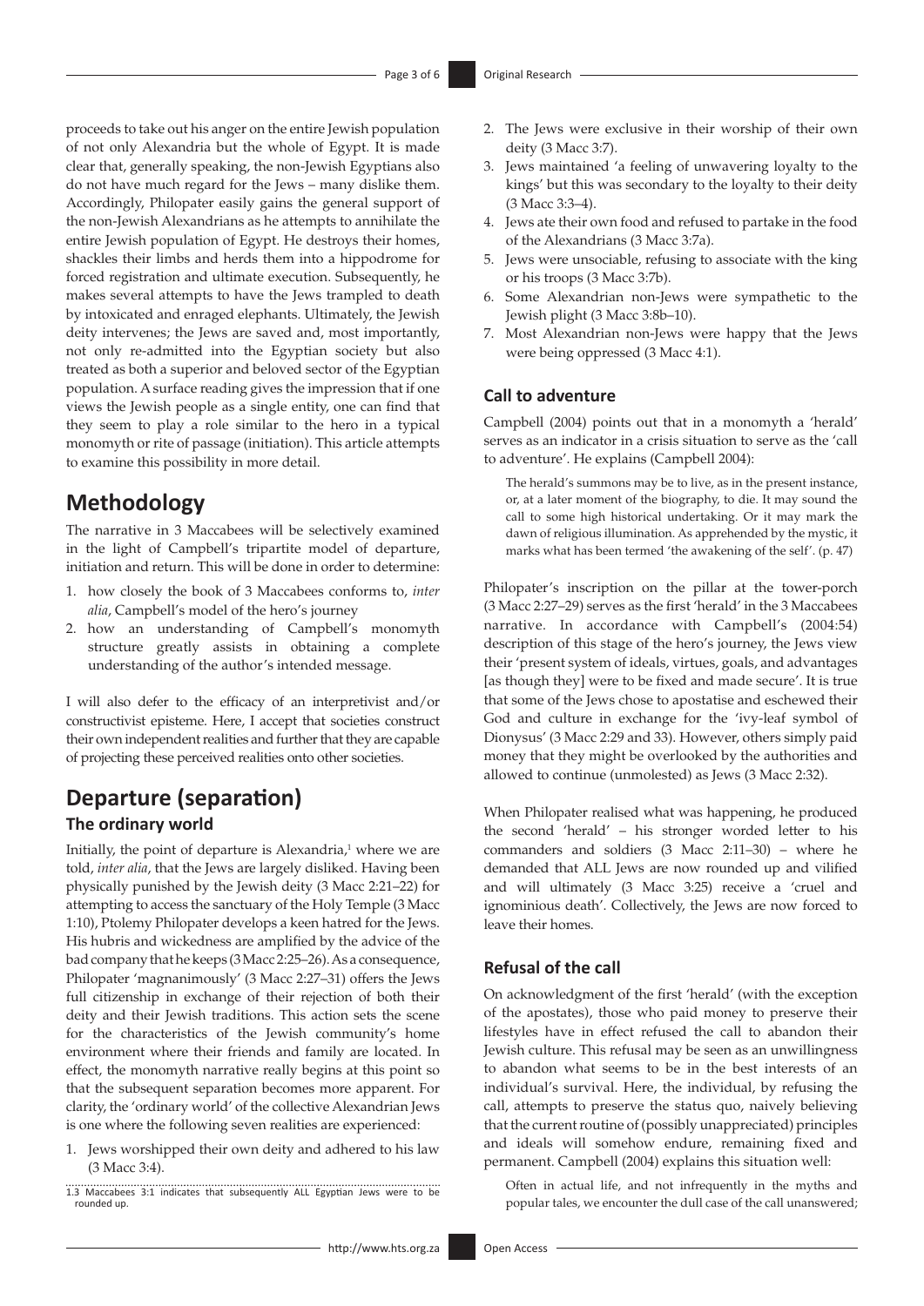proceeds to take out his anger on the entire Jewish population of not only Alexandria but the whole of Egypt. It is made clear that, generally speaking, the non-Jewish Egyptians also do not have much regard for the Jews – many dislike them. Accordingly, Philopater easily gains the general support of the non-Jewish Alexandrians as he attempts to annihilate the entire Jewish population of Egypt. He destroys their homes, shackles their limbs and herds them into a hippodrome for forced registration and ultimate execution. Subsequently, he makes several attempts to have the Jews trampled to death by intoxicated and enraged elephants. Ultimately, the Jewish deity intervenes; the Jews are saved and, most importantly, not only re-admitted into the Egyptian society but also treated as both a superior and beloved sector of the Egyptian population. A surface reading gives the impression that if one views the Jewish people as a single entity, one can find that they seem to play a role similar to the hero in a typical monomyth or rite of passage (initiation). This article attempts to examine this possibility in more detail.

# Methodology

The narrative in 3 Maccabees will be selectively examined in the light of Campbell's tripartite model of departure, initiation and return. This will be done in order to determine:

1. how closely the book of 3 Maccabees conforms to, *inter alia*, Campbell's model of the hero's journey
2. how an understanding of Campbell's monomyth structure greatly assists in obtaining a complete understanding of the author's intended message.

I will also defer to the efficacy of an interpretivist and/or constructivist episteme. Here, I accept that societies construct their own independent realities and further that they are capable of projecting these perceived realities onto other societies.

# Departure (separation)

## The ordinary world

Initially, the point of departure is Alexandria,[1] where we are told, *inter alia*, that the Jews are largely disliked. Having been physically punished by the Jewish deity (3 Macc 2:21–22) for attempting to access the sanctuary of the Holy Temple (3 Macc 1:10), Ptolemy Philopater develops a keen hatred for the Jews. His hubris and wickedness are amplified by the advice of the bad company that he keeps (3 Macc 2:25–26). As a consequence, Philopater 'magnanimously' (3 Macc 2:27–31) offers the Jews full citizenship in exchange of their rejection of both their deity and their Jewish traditions. This action sets the scene for the characteristics of the Jewish community's home environment where their friends and family are located. In effect, the monomyth narrative really begins at this point so that the subsequent separation becomes more apparent. For clarity, the 'ordinary world' of the collective Alexandrian Jews is one where the following seven realities are experienced:

1. Jews worshipped their own deity and adhered to his law (3 Macc 3:4).
2. The Jews were exclusive in their worship of their own deity (3 Macc 3:7).
3. Jews maintained 'a feeling of unwavering loyalty to the kings' but this was secondary to the loyalty to their deity (3 Macc 3:3–4).
4. Jews ate their own food and refused to partake in the food of the Alexandrians (3 Macc 3:7a).
5. Jews were unsociable, refusing to associate with the king or his troops (3 Macc 3:7b).
6. Some Alexandrian non-Jews were sympathetic to the Jewish plight (3 Macc 3:8b–10).
7. Most Alexandrian non-Jews were happy that the Jews were being oppressed (3 Macc 4:1).

## Call to adventure

Campbell (2004) points out that in a monomyth a 'herald' serves as an indicator in a crisis situation to serve as the 'call to adventure'. He explains (Campbell 2004):

> The herald's summons may be to live, as in the present instance, or, at a later moment of the biography, to die. It may sound the call to some high historical undertaking. Or it may mark the dawn of religious illumination. As apprehended by the mystic, it marks what has been termed 'the awakening of the self'. (p. 47)

Philopater's inscription on the pillar at the tower-porch (3 Macc 2:27–29) serves as the first 'herald' in the 3 Maccabees narrative. In accordance with Campbell's (2004:54) description of this stage of the hero's journey, the Jews view their 'present system of ideals, virtues, goals, and advantages [as though they] were to be fixed and made secure'. It is true that some of the Jews chose to apostatise and eschewed their God and culture in exchange for the 'ivy-leaf symbol of Dionysus' (3 Macc 2:29 and 33). However, others simply paid money that they might be overlooked by the authorities and allowed to continue (unmolested) as Jews (3 Macc 2:32).

When Philopater realised what was happening, he produced the second 'herald' – his stronger worded letter to his commanders and soldiers (3 Macc 2:11–30) – where he demanded that ALL Jews are now rounded up and vilified and will ultimately (3 Macc 3:25) receive a 'cruel and ignominious death'. Collectively, the Jews are now forced to leave their homes.

## Refusal of the call

On acknowledgment of the first 'herald' (with the exception of the apostates), those who paid money to preserve their lifestyles have in effect refused the call to abandon their Jewish culture. This refusal may be seen as an unwillingness to abandon what seems to be in the best interests of an individual's survival. Here, the individual, by refusing the call, attempts to preserve the status quo, naively believing that the current routine of (possibly unappreciated) principles and ideals will somehow endure, remaining fixed and permanent. Campbell (2004) explains this situation well:

> Often in actual life, and not infrequently in the myths and popular tales, we encounter the dull case of the call unanswered;

1. 3 Maccabees 3:1 indicates that subsequently ALL Egyptian Jews were to be rounded up.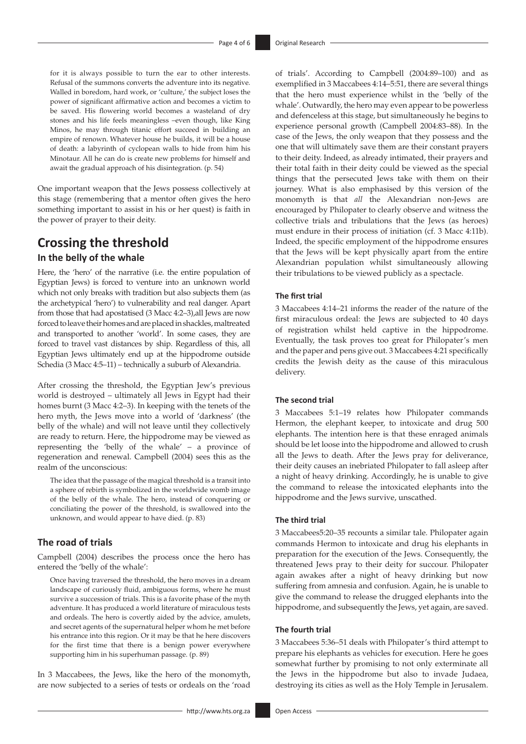> for it is always possible to turn the ear to other interests. Refusal of the summons converts the adventure into its negative. Walled in boredom, hard work, or 'culture,' the subject loses the power of significant affirmative action and becomes a victim to be saved. His flowering world becomes a wasteland of dry stones and his life feels meaningless –even though, like King Minos, he may through titanic effort succeed in building an empire of renown. Whatever house he builds, it will be a house of death: a labyrinth of cyclopean walls to hide from him his Minotaur. All he can do is create new problems for himself and await the gradual approach of his disintegration. (p. 54)

One important weapon that the Jews possess collectively at this stage (remembering that a mentor often gives the hero something important to assist in his or her quest) is faith in the power of prayer to their deity.

## Crossing the threshold

### In the belly of the whale

Here, the 'hero' of the narrative (i.e. the entire population of Egyptian Jews) is forced to venture into an unknown world which not only breaks with tradition but also subjects them (as the archetypical 'hero') to vulnerability and real danger. Apart from those that had apostatised (3 Macc 4:2–3),all Jews are now forced to leave their homes and are placed in shackles, maltreated and transported to another 'world'. In some cases, they are forced to travel vast distances by ship. Regardless of this, all Egyptian Jews ultimately end up at the hippodrome outside Schedia (3 Macc 4:5–11) – technically a suburb of Alexandria.

After crossing the threshold, the Egyptian Jew's previous world is destroyed – ultimately all Jews in Egypt had their homes burnt (3 Macc 4:2–3). In keeping with the tenets of the hero myth, the Jews move into a world of 'darkness' (the belly of the whale) and will not leave until they collectively are ready to return. Here, the hippodrome may be viewed as representing the 'belly of the whale' – a province of regeneration and renewal. Campbell (2004) sees this as the realm of the unconscious:

> The idea that the passage of the magical threshold is a transit into a sphere of rebirth is symbolized in the worldwide womb image of the belly of the whale. The hero, instead of conquering or conciliating the power of the threshold, is swallowed into the unknown, and would appear to have died. (p. 83)

### The road of trials

Campbell (2004) describes the process once the hero has entered the 'belly of the whale':

> Once having traversed the threshold, the hero moves in a dream landscape of curiously fluid, ambiguous forms, where he must survive a succession of trials. This is a favorite phase of the myth adventure. It has produced a world literature of miraculous tests and ordeals. The hero is covertly aided by the advice, amulets, and secret agents of the supernatural helper whom he met before his entrance into this region. Or it may be that he here discovers for the first time that there is a benign power everywhere supporting him in his superhuman passage. (p. 89)

In 3 Maccabees, the Jews, like the hero of the monomyth, are now subjected to a series of tests or ordeals on the 'road of trials'. According to Campbell (2004:89–100) and as exemplified in 3 Maccabees 4:14–5:51, there are several things that the hero must experience whilst in the 'belly of the whale'. Outwardly, the hero may even appear to be powerless and defenceless at this stage, but simultaneously he begins to experience personal growth (Campbell 2004:83–88). In the case of the Jews, the only weapon that they possess and the one that will ultimately save them are their constant prayers to their deity. Indeed, as already intimated, their prayers and their total faith in their deity could be viewed as the special things that the persecuted Jews take with them on their journey. What is also emphasised by this version of the monomyth is that *all* the Alexandrian non-Jews are encouraged by Philopater to clearly observe and witness the collective trials and tribulations that the Jews (as heroes) must endure in their process of initiation (cf. 3 Macc 4:11b). Indeed, the specific employment of the hippodrome ensures that the Jews will be kept physically apart from the entire Alexandrian population whilst simultaneously allowing their tribulations to be viewed publicly as a spectacle.

#### The first trial

3 Maccabees 4:14–21 informs the reader of the nature of the first miraculous ordeal: the Jews are subjected to 40 days of registration whilst held captive in the hippodrome. Eventually, the task proves too great for Philopater's men and the paper and pens give out. 3 Maccabees 4:21 specifically credits the Jewish deity as the cause of this miraculous delivery.

#### The second trial

3 Maccabees 5:1–19 relates how Philopater commands Hermon, the elephant keeper, to intoxicate and drug 500 elephants. The intention here is that these enraged animals should be let loose into the hippodrome and allowed to crush all the Jews to death. After the Jews pray for deliverance, their deity causes an inebriated Philopater to fall asleep after a night of heavy drinking. Accordingly, he is unable to give the command to release the intoxicated elephants into the hippodrome and the Jews survive, unscathed.

#### The third trial

3 Maccabees5:20–35 recounts a similar tale. Philopater again commands Hermon to intoxicate and drug his elephants in preparation for the execution of the Jews. Consequently, the threatened Jews pray to their deity for succour. Philopater again awakes after a night of heavy drinking but now suffering from amnesia and confusion. Again, he is unable to give the command to release the drugged elephants into the hippodrome, and subsequently the Jews, yet again, are saved.

#### The fourth trial

3 Maccabees 5:36–51 deals with Philopater's third attempt to prepare his elephants as vehicles for execution. Here he goes somewhat further by promising to not only exterminate all the Jews in the hippodrome but also to invade Judaea, destroying its cities as well as the Holy Temple in Jerusalem.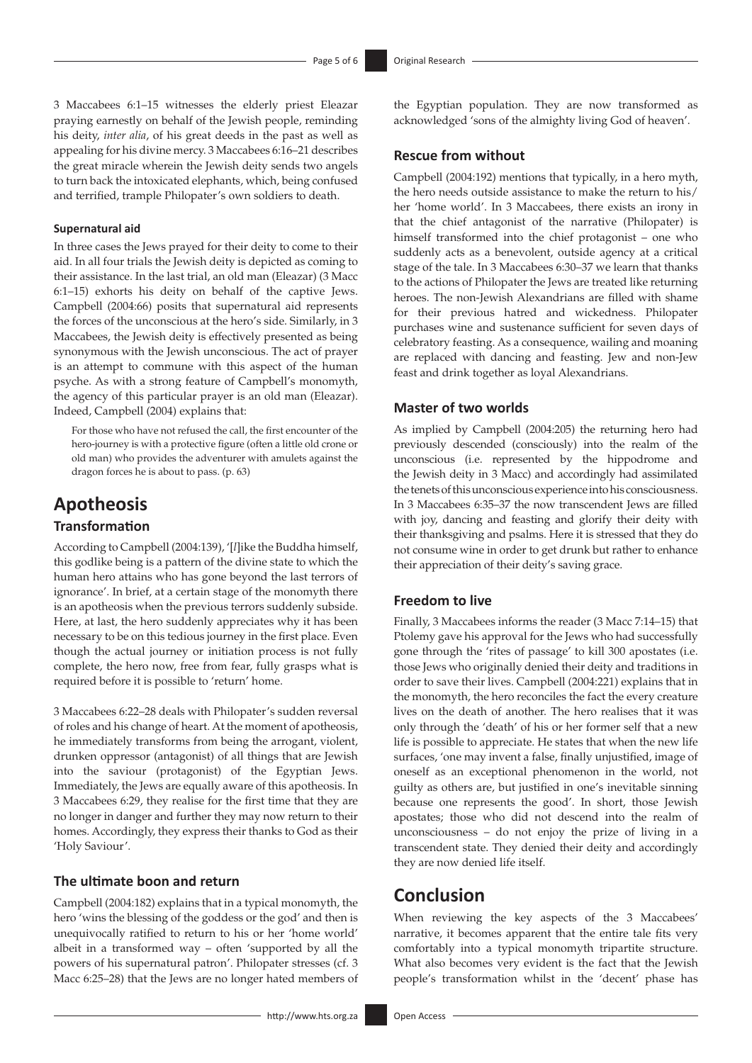3 Maccabees 6:1–15 witnesses the elderly priest Eleazar praying earnestly on behalf of the Jewish people, reminding his deity, *inter alia*, of his great deeds in the past as well as appealing for his divine mercy. 3 Maccabees 6:16–21 describes the great miracle wherein the Jewish deity sends two angels to turn back the intoxicated elephants, which, being confused and terrified, trample Philopater's own soldiers to death.

#### Supernatural aid

In three cases the Jews prayed for their deity to come to their aid. In all four trials the Jewish deity is depicted as coming to their assistance. In the last trial, an old man (Eleazar) (3 Macc 6:1–15) exhorts his deity on behalf of the captive Jews. Campbell (2004:66) posits that supernatural aid represents the forces of the unconscious at the hero's side. Similarly, in 3 Maccabees, the Jewish deity is effectively presented as being synonymous with the Jewish unconscious. The act of prayer is an attempt to commune with this aspect of the human psyche. As with a strong feature of Campbell's monomyth, the agency of this particular prayer is an old man (Eleazar). Indeed, Campbell (2004) explains that:

> For those who have not refused the call, the first encounter of the hero-journey is with a protective figure (often a little old crone or old man) who provides the adventurer with amulets against the dragon forces he is about to pass. (p. 63)

# Apotheosis

### Transformation

According to Campbell (2004:139), '[*l*]ike the Buddha himself, this godlike being is a pattern of the divine state to which the human hero attains who has gone beyond the last terrors of ignorance'. In brief, at a certain stage of the monomyth there is an apotheosis when the previous terrors suddenly subside. Here, at last, the hero suddenly appreciates why it has been necessary to be on this tedious journey in the first place. Even though the actual journey or initiation process is not fully complete, the hero now, free from fear, fully grasps what is required before it is possible to 'return' home.

3 Maccabees 6:22–28 deals with Philopater's sudden reversal of roles and his change of heart. At the moment of apotheosis, he immediately transforms from being the arrogant, violent, drunken oppressor (antagonist) of all things that are Jewish into the saviour (protagonist) of the Egyptian Jews. Immediately, the Jews are equally aware of this apotheosis. In 3 Maccabees 6:29, they realise for the first time that they are no longer in danger and further they may now return to their homes. Accordingly, they express their thanks to God as their 'Holy Saviour'.

### The ultimate boon and return

Campbell (2004:182) explains that in a typical monomyth, the hero 'wins the blessing of the goddess or the god' and then is unequivocally ratified to return to his or her 'home world' albeit in a transformed way – often 'supported by all the powers of his supernatural patron'. Philopater stresses (cf. 3 Macc 6:25–28) that the Jews are no longer hated members of the Egyptian population. They are now transformed as acknowledged 'sons of the almighty living God of heaven'.

### Rescue from without

Campbell (2004:192) mentions that typically, in a hero myth, the hero needs outside assistance to make the return to his/her 'home world'. In 3 Maccabees, there exists an irony in that the chief antagonist of the narrative (Philopater) is himself transformed into the chief protagonist – one who suddenly acts as a benevolent, outside agency at a critical stage of the tale. In 3 Maccabees 6:30–37 we learn that thanks to the actions of Philopater the Jews are treated like returning heroes. The non-Jewish Alexandrians are filled with shame for their previous hatred and wickedness. Philopater purchases wine and sustenance sufficient for seven days of celebratory feasting. As a consequence, wailing and moaning are replaced with dancing and feasting. Jew and non-Jew feast and drink together as loyal Alexandrians.

### Master of two worlds

As implied by Campbell (2004:205) the returning hero had previously descended (consciously) into the realm of the unconscious (i.e. represented by the hippodrome and the Jewish deity in 3 Macc) and accordingly had assimilated the tenets of this unconscious experience into his consciousness. In 3 Maccabees 6:35–37 the now transcendent Jews are filled with joy, dancing and feasting and glorify their deity with their thanksgiving and psalms. Here it is stressed that they do not consume wine in order to get drunk but rather to enhance their appreciation of their deity's saving grace.

### Freedom to live

Finally, 3 Maccabees informs the reader (3 Macc 7:14–15) that Ptolemy gave his approval for the Jews who had successfully gone through the 'rites of passage' to kill 300 apostates (i.e. those Jews who originally denied their deity and traditions in order to save their lives. Campbell (2004:221) explains that in the monomyth, the hero reconciles the fact the every creature lives on the death of another. The hero realises that it was only through the 'death' of his or her former self that a new life is possible to appreciate. He states that when the new life surfaces, 'one may invent a false, finally unjustified, image of oneself as an exceptional phenomenon in the world, not guilty as others are, but justified in one's inevitable sinning because one represents the good'. In short, those Jewish apostates; those who did not descend into the realm of unconsciousness – do not enjoy the prize of living in a transcendent state. They denied their deity and accordingly they are now denied life itself.

# Conclusion

When reviewing the key aspects of the 3 Maccabees' narrative, it becomes apparent that the entire tale fits very comfortably into a typical monomyth tripartite structure. What also becomes very evident is the fact that the Jewish people's transformation whilst in the 'decent' phase has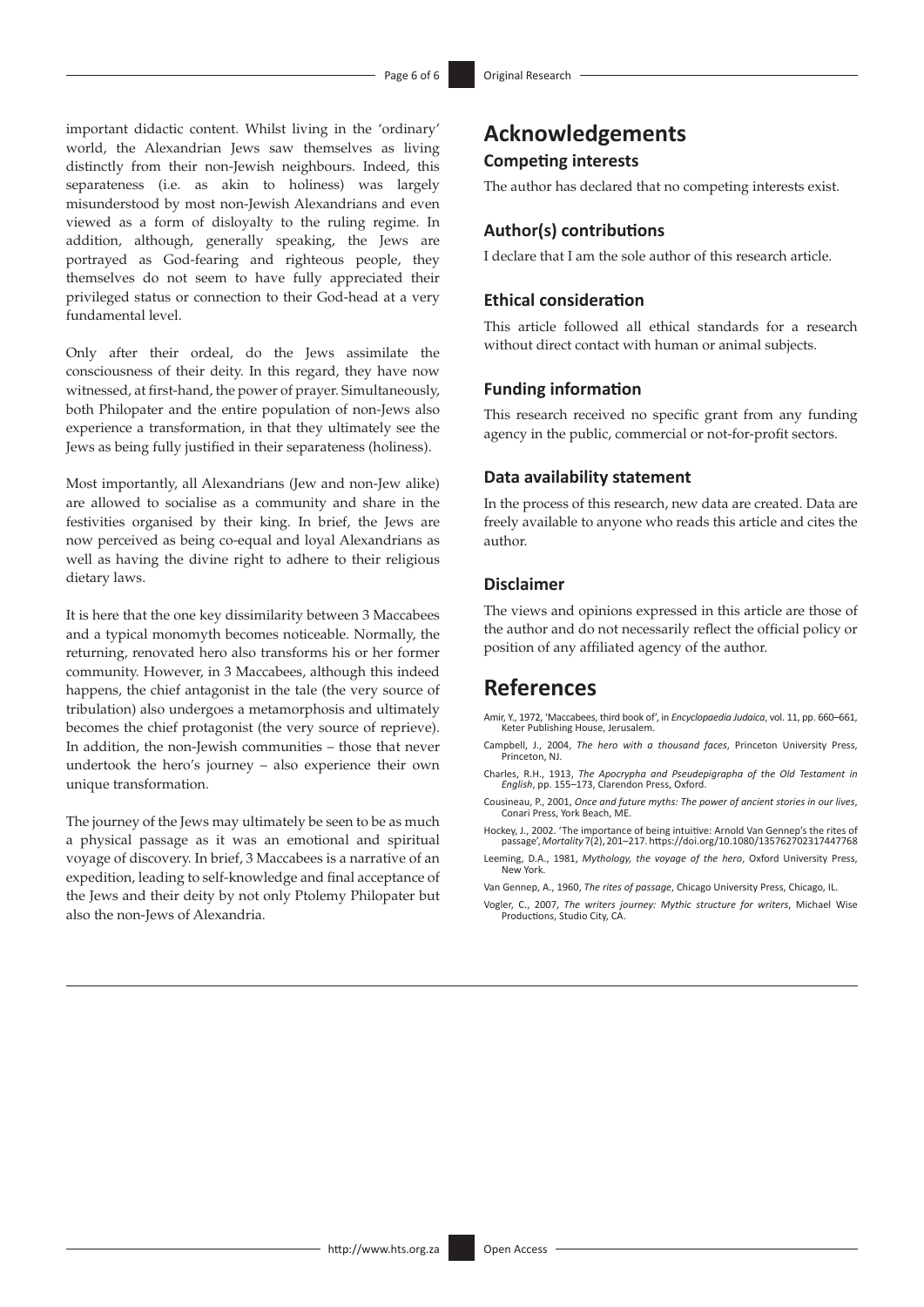important didactic content. Whilst living in the 'ordinary' world, the Alexandrian Jews saw themselves as living distinctly from their non-Jewish neighbours. Indeed, this separateness (i.e. as akin to holiness) was largely misunderstood by most non-Jewish Alexandrians and even viewed as a form of disloyalty to the ruling regime. In addition, although, generally speaking, the Jews are portrayed as God-fearing and righteous people, they themselves do not seem to have fully appreciated their privileged status or connection to their God-head at a very fundamental level.

Only after their ordeal, do the Jews assimilate the consciousness of their deity. In this regard, they have now witnessed, at first-hand, the power of prayer. Simultaneously, both Philopater and the entire population of non-Jews also experience a transformation, in that they ultimately see the Jews as being fully justified in their separateness (holiness).

Most importantly, all Alexandrians (Jew and non-Jew alike) are allowed to socialise as a community and share in the festivities organised by their king. In brief, the Jews are now perceived as being co-equal and loyal Alexandrians as well as having the divine right to adhere to their religious dietary laws.

It is here that the one key dissimilarity between 3 Maccabees and a typical monomyth becomes noticeable. Normally, the returning, renovated hero also transforms his or her former community. However, in 3 Maccabees, although this indeed happens, the chief antagonist in the tale (the very source of tribulation) also undergoes a metamorphosis and ultimately becomes the chief protagonist (the very source of reprieve). In addition, the non-Jewish communities – those that never undertook the hero's journey – also experience their own unique transformation.

The journey of the Jews may ultimately be seen to be as much a physical passage as it was an emotional and spiritual voyage of discovery. In brief, 3 Maccabees is a narrative of an expedition, leading to self-knowledge and final acceptance of the Jews and their deity by not only Ptolemy Philopater but also the non-Jews of Alexandria.

# Acknowledgements

## Competing interests

The author has declared that no competing interests exist.

## Author(s) contributions

I declare that I am the sole author of this research article.

## Ethical consideration

This article followed all ethical standards for a research without direct contact with human or animal subjects.

## Funding information

This research received no specific grant from any funding agency in the public, commercial or not-for-profit sectors.

## Data availability statement

In the process of this research, new data are created. Data are freely available to anyone who reads this article and cites the author.

## Disclaimer

The views and opinions expressed in this article are those of the author and do not necessarily reflect the official policy or position of any affiliated agency of the author.

# References

Amir, Y., 1972, 'Maccabees, third book of', in *Encyclopaedia Judaica*, vol. 11, pp. 660–661, Keter Publishing House, Jerusalem.

Campbell, J., 2004, *The hero with a thousand faces*, Princeton University Press, Princeton, NJ.

Charles, R.H., 1913, *The Apocrypha and Pseudepigrapha of the Old Testament in English*, pp. 155–173, Clarendon Press, Oxford.

Cousineau, P., 2001, *Once and future myths: The power of ancient stories in our lives*, Conari Press, York Beach, ME.

Hockey, J., 2002. 'The importance of being intuitive: Arnold Van Gennep's the rites of passage', *Mortality* 7(2), 201–217. https://doi.org/10.1080/135762702317447768

Leeming, D.A., 1981, *Mythology, the voyage of the hero*, Oxford University Press, New York.

Van Gennep, A., 1960, *The rites of passage*, Chicago University Press, Chicago, IL.

Vogler, C., 2007, *The writers journey: Mythic structure for writers*, Michael Wise Productions, Studio City, CA.